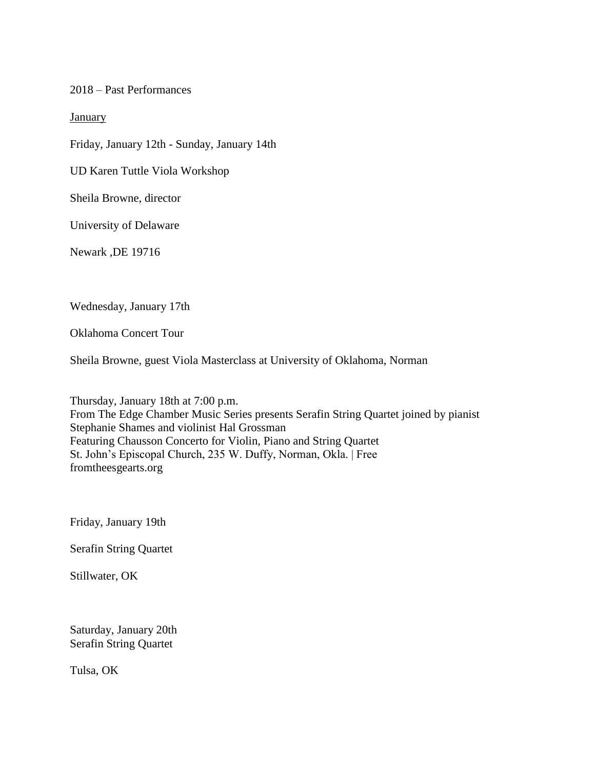2018 – Past Performances

January

Friday, January 12th - Sunday, January 14th

UD Karen Tuttle Viola Workshop

Sheila Browne, director

University of Delaware

Newark ,DE 19716

Wednesday, January 17th

Oklahoma Concert Tour

Sheila Browne, guest Viola Masterclass at University of Oklahoma, Norman

Thursday, January 18th at 7:00 p.m.
From The Edge Chamber Music Series presents Serafin String Quartet joined by pianist Stephanie Shames and violinist Hal Grossman
Featuring Chausson Concerto for Violin, Piano and String Quartet
St. John's Episcopal Church, 235 W. Duffy, Norman, Okla. | Free
fromtheesgearts.org

Friday, January 19th

Serafin String Quartet

Stillwater, OK

Saturday, January 20th
Serafin String Quartet

Tulsa, OK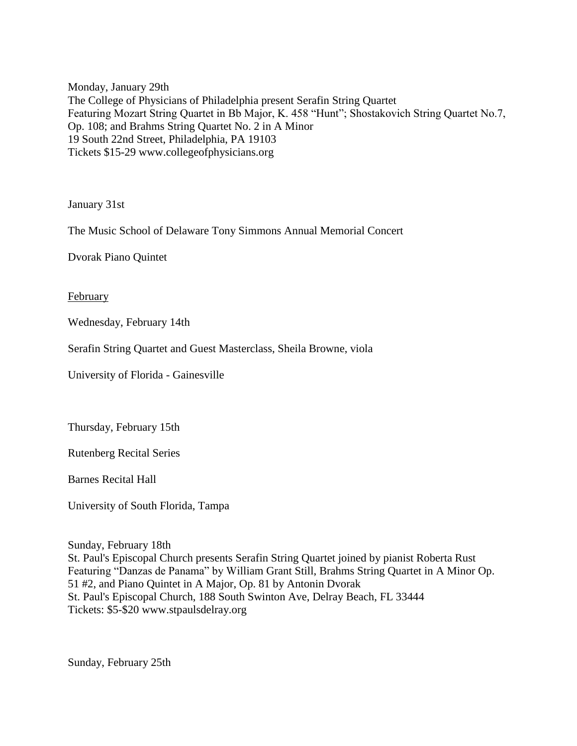Monday, January 29th
The College of Physicians of Philadelphia present Serafin String Quartet
Featuring Mozart String Quartet in Bb Major, K. 458 “Hunt”; Shostakovich String Quartet No.7, Op. 108; and Brahms String Quartet No. 2 in A Minor
19 South 22nd Street, Philadelphia, PA 19103
Tickets $15-29 www.collegeofphysicians.org

January 31st

The Music School of Delaware Tony Simmons Annual Memorial Concert

Dvorak Piano Quintet

February

Wednesday, February 14th

Serafin String Quartet and Guest Masterclass, Sheila Browne, viola

University of Florida - Gainesville

Thursday, February 15th

Rutenberg Recital Series

Barnes Recital Hall

University of South Florida, Tampa

Sunday, February 18th
St. Paul's Episcopal Church presents Serafin String Quartet joined by pianist Roberta Rust
Featuring “Danzas de Panama” by William Grant Still, Brahms String Quartet in A Minor Op. 51 #2, and Piano Quintet in A Major, Op. 81 by Antonin Dvorak
St. Paul's Episcopal Church, 188 South Swinton Ave, Delray Beach, FL 33444
Tickets: $5-$20 www.stpaulsdelray.org

Sunday, February 25th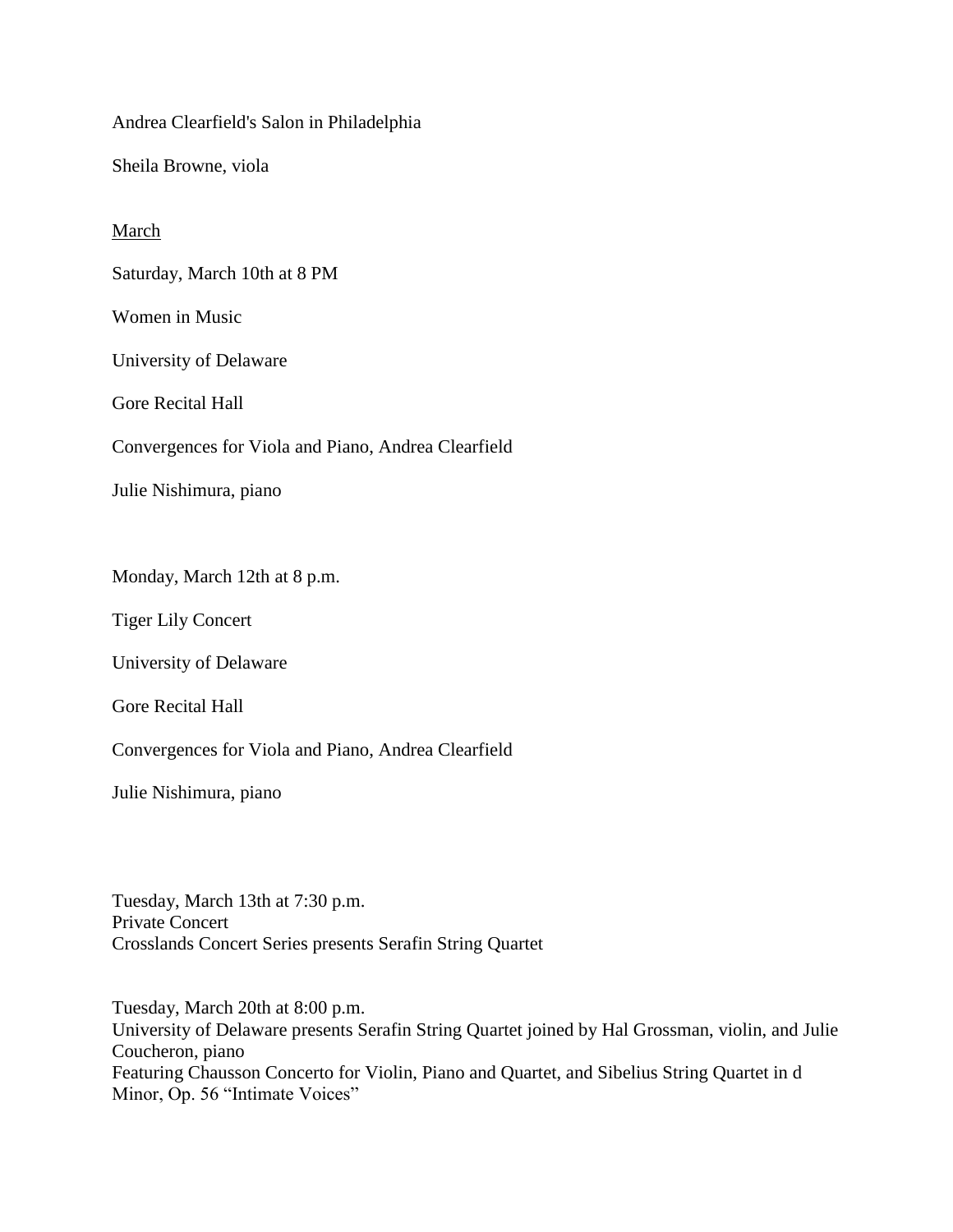Andrea Clearfield's Salon in Philadelphia

Sheila Browne, viola

<u>March</u>

Saturday, March 10th at 8 PM

Women in Music

University of Delaware

Gore Recital Hall

Convergences for Viola and Piano, Andrea Clearfield

Julie Nishimura, piano

Monday, March 12th at 8 p.m.

Tiger Lily Concert

University of Delaware

Gore Recital Hall

Convergences for Viola and Piano, Andrea Clearfield

Julie Nishimura, piano

Tuesday, March 13th at 7:30 p.m.
Private Concert
Crosslands Concert Series presents Serafin String Quartet

Tuesday, March 20th at 8:00 p.m.
University of Delaware presents Serafin String Quartet joined by Hal Grossman, violin, and Julie Coucheron, piano
Featuring Chausson Concerto for Violin, Piano and Quartet, and Sibelius String Quartet in d Minor, Op. 56 "Intimate Voices"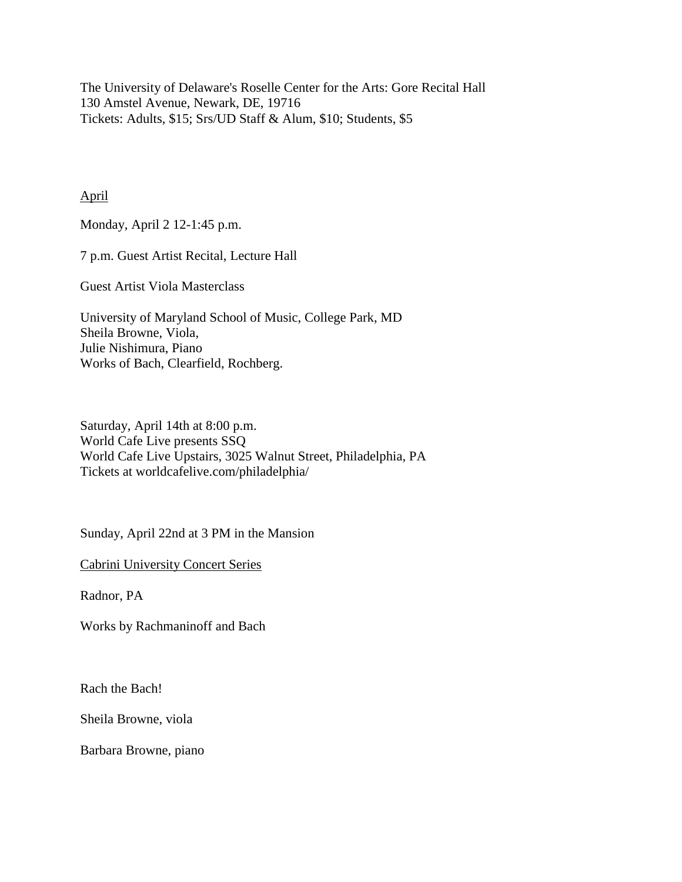The University of Delaware's Roselle Center for the Arts: Gore Recital Hall
130 Amstel Avenue, Newark, DE, 19716
Tickets: Adults, $15; Srs/UD Staff & Alum, $10; Students, $5

<u>April</u>

Monday, April 2 12-1:45 p.m.

7 p.m. Guest Artist Recital, Lecture Hall

Guest Artist Viola Masterclass

University of Maryland School of Music, College Park, MD
Sheila Browne, Viola,
Julie Nishimura, Piano
Works of Bach, Clearfield, Rochberg.

Saturday, April 14th at 8:00 p.m.
World Cafe Live presents SSQ
World Cafe Live Upstairs, 3025 Walnut Street, Philadelphia, PA
Tickets at worldcafelive.com/philadelphia/

Sunday, April 22nd at 3 PM in the Mansion

<u>Cabrini University Concert Series</u>

Radnor, PA

Works by Rachmaninoff and Bach

Rach the Bach!

Sheila Browne, viola

Barbara Browne, piano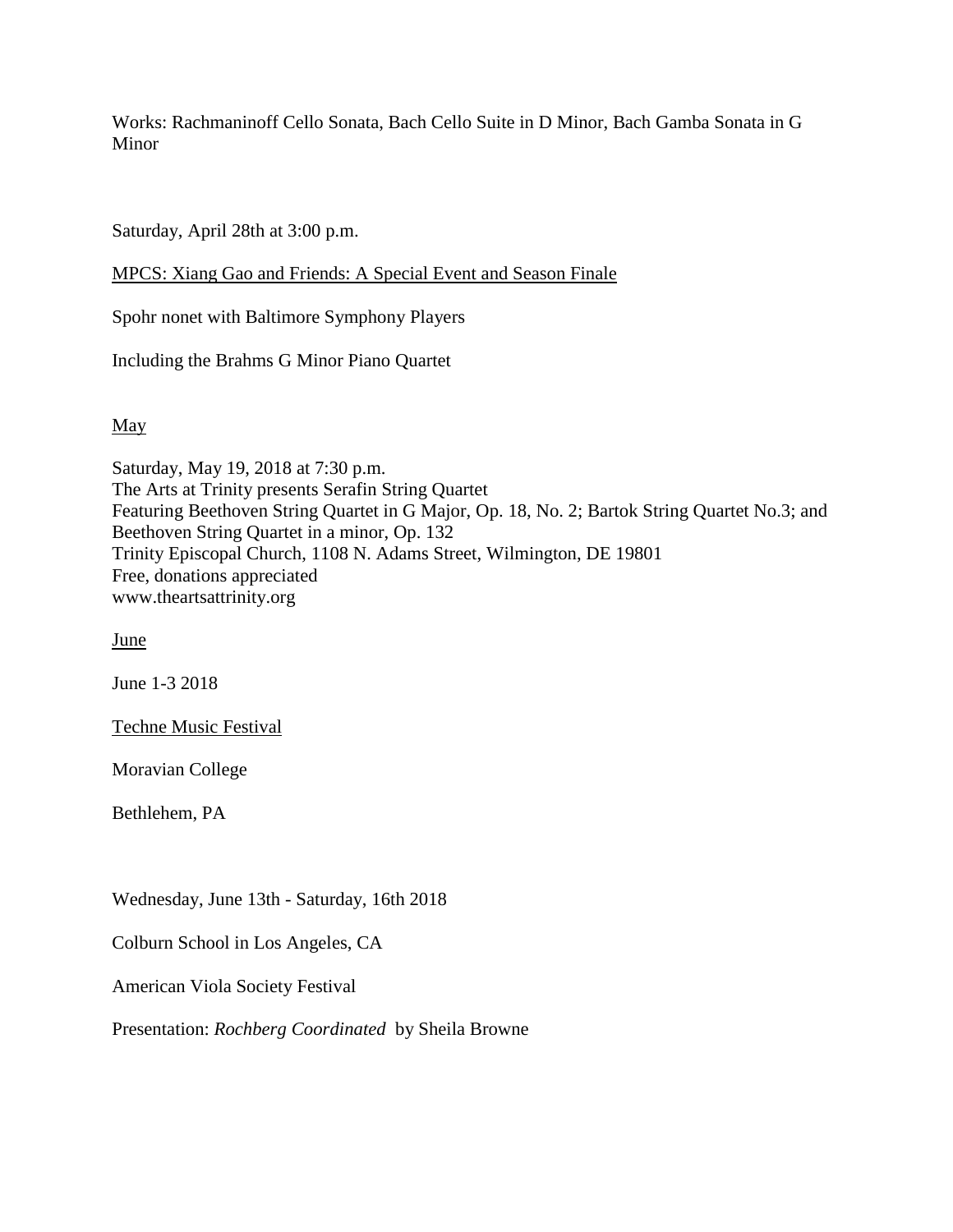Works: Rachmaninoff Cello Sonata, Bach Cello Suite in D Minor, Bach Gamba Sonata in G Minor

Saturday, April 28th at 3:00 p.m.

<u>MPCS: Xiang Gao and Friends: A Special Event and Season Finale</u>

Spohr nonet with Baltimore Symphony Players

Including the Brahms G Minor Piano Quartet

<u>May</u>

Saturday, May 19, 2018 at 7:30 p.m.
The Arts at Trinity presents Serafin String Quartet
Featuring Beethoven String Quartet in G Major, Op. 18, No. 2; Bartok String Quartet No.3; and Beethoven String Quartet in a minor, Op. 132
Trinity Episcopal Church, 1108 N. Adams Street, Wilmington, DE 19801
Free, donations appreciated
www.theartsattrinity.org

<u>June</u>

June 1-3 2018

<u>Techne Music Festival</u>

Moravian College

Bethlehem, PA

Wednesday, June 13th - Saturday, 16th 2018

Colburn School in Los Angeles, CA

American Viola Society Festival

Presentation: *Rochberg Coordinated* by Sheila Browne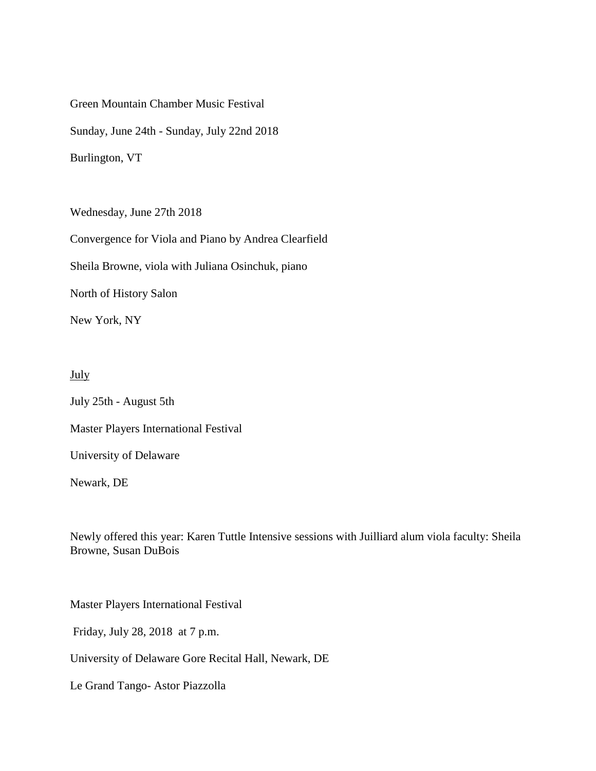Green Mountain Chamber Music Festival

Sunday, June 24th - Sunday, July 22nd 2018

Burlington, VT

Wednesday, June 27th 2018

Convergence for Viola and Piano by Andrea Clearfield

Sheila Browne, viola with Juliana Osinchuk, piano

North of History Salon

New York, NY

<u>July</u>

July 25th - August 5th

Master Players International Festival

University of Delaware

Newark, DE

Newly offered this year: Karen Tuttle Intensive sessions with Juilliard alum viola faculty: Sheila Browne, Susan DuBois

Master Players International Festival

Friday, July 28, 2018 at 7 p.m.

University of Delaware Gore Recital Hall, Newark, DE

Le Grand Tango- Astor Piazzolla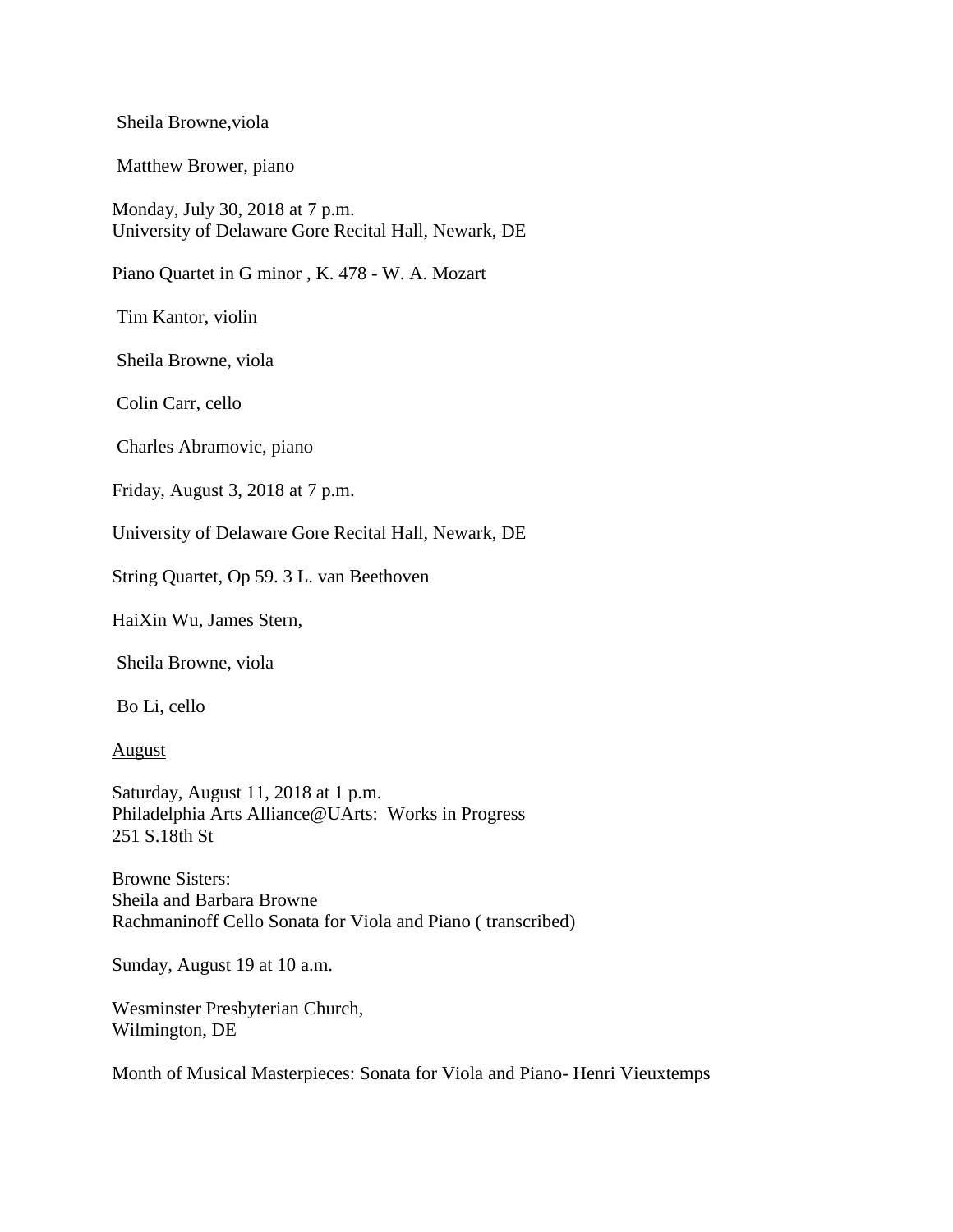Sheila Browne,viola

Matthew Brower, piano

Monday, July 30, 2018 at 7 p.m.
University of Delaware Gore Recital Hall, Newark, DE

Piano Quartet in G minor , K. 478 - W. A. Mozart

Tim Kantor, violin

Sheila Browne, viola

Colin Carr, cello

Charles Abramovic, piano

Friday, August 3, 2018 at 7 p.m.

University of Delaware Gore Recital Hall, Newark, DE

String Quartet, Op 59. 3 L. van Beethoven

HaiXin Wu, James Stern,

Sheila Browne, viola

Bo Li, cello

<u>August</u>

Saturday, August 11, 2018 at 1 p.m.
Philadelphia Arts Alliance@UArts: Works in Progress
251 S.18th St

Browne Sisters:
Sheila and Barbara Browne
Rachmaninoff Cello Sonata for Viola and Piano ( transcribed)

Sunday, August 19 at 10 a.m.

Wesminster Presbyterian Church,
Wilmington, DE

Month of Musical Masterpieces: Sonata for Viola and Piano- Henri Vieuxtemps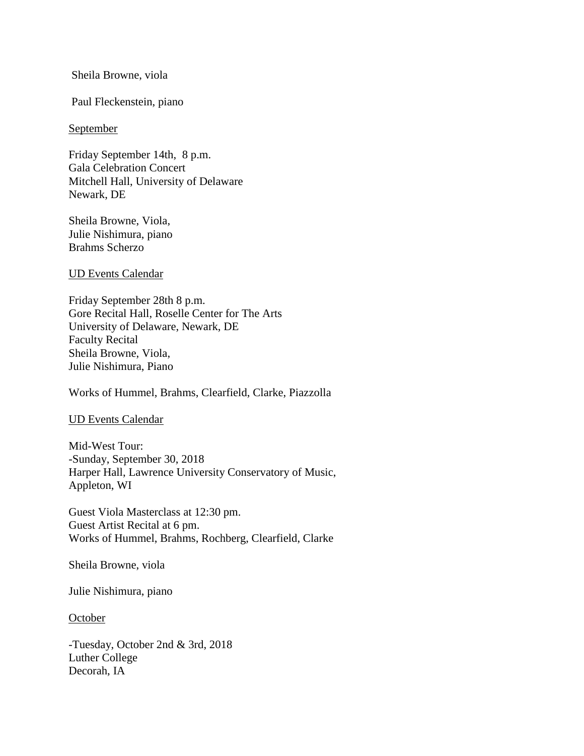Sheila Browne, viola

Paul Fleckenstein, piano

September

Friday September 14th, 8 p.m.
Gala Celebration Concert
Mitchell Hall, University of Delaware
Newark, DE

Sheila Browne, Viola,
Julie Nishimura, piano
Brahms Scherzo

UD Events Calendar

Friday September 28th 8 p.m.
Gore Recital Hall, Roselle Center for The Arts
University of Delaware, Newark, DE
Faculty Recital
Sheila Browne, Viola,
Julie Nishimura, Piano

Works of Hummel, Brahms, Clearfield, Clarke, Piazzolla

UD Events Calendar

Mid-West Tour:
-Sunday, September 30, 2018
Harper Hall, Lawrence University Conservatory of Music,
Appleton, WI

Guest Viola Masterclass at 12:30 pm.
Guest Artist Recital at 6 pm.
Works of Hummel, Brahms, Rochberg, Clearfield, Clarke

Sheila Browne, viola

Julie Nishimura, piano

October

-Tuesday, October 2nd & 3rd, 2018
Luther College
Decorah, IA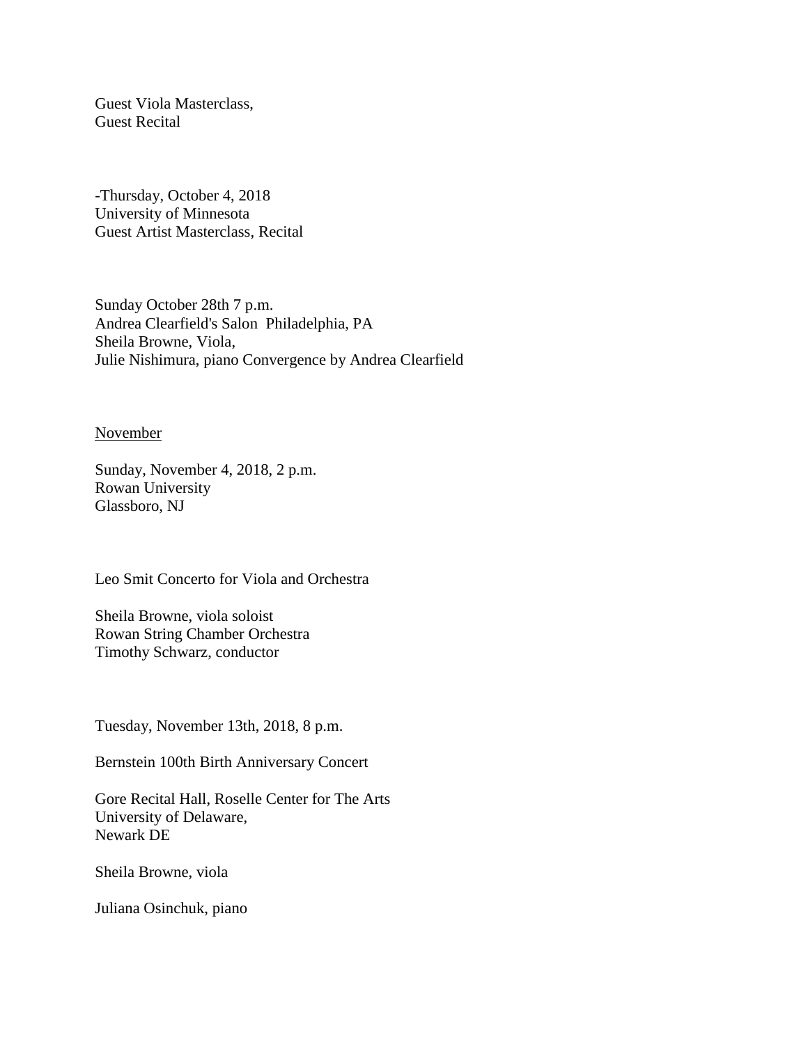Guest Viola Masterclass,
Guest Recital

-Thursday, October 4, 2018
University of Minnesota
Guest Artist Masterclass, Recital

Sunday October 28th 7 p.m.
Andrea Clearfield's Salon  Philadelphia, PA
Sheila Browne, Viola,
Julie Nishimura, piano Convergence by Andrea Clearfield

<u>November</u>

Sunday, November 4, 2018, 2 p.m.
Rowan University
Glassboro, NJ

Leo Smit Concerto for Viola and Orchestra

Sheila Browne, viola soloist
Rowan String Chamber Orchestra
Timothy Schwarz, conductor

Tuesday, November 13th, 2018, 8 p.m.

Bernstein 100th Birth Anniversary Concert

Gore Recital Hall, Roselle Center for The Arts
University of Delaware,
Newark DE

Sheila Browne, viola

Juliana Osinchuk, piano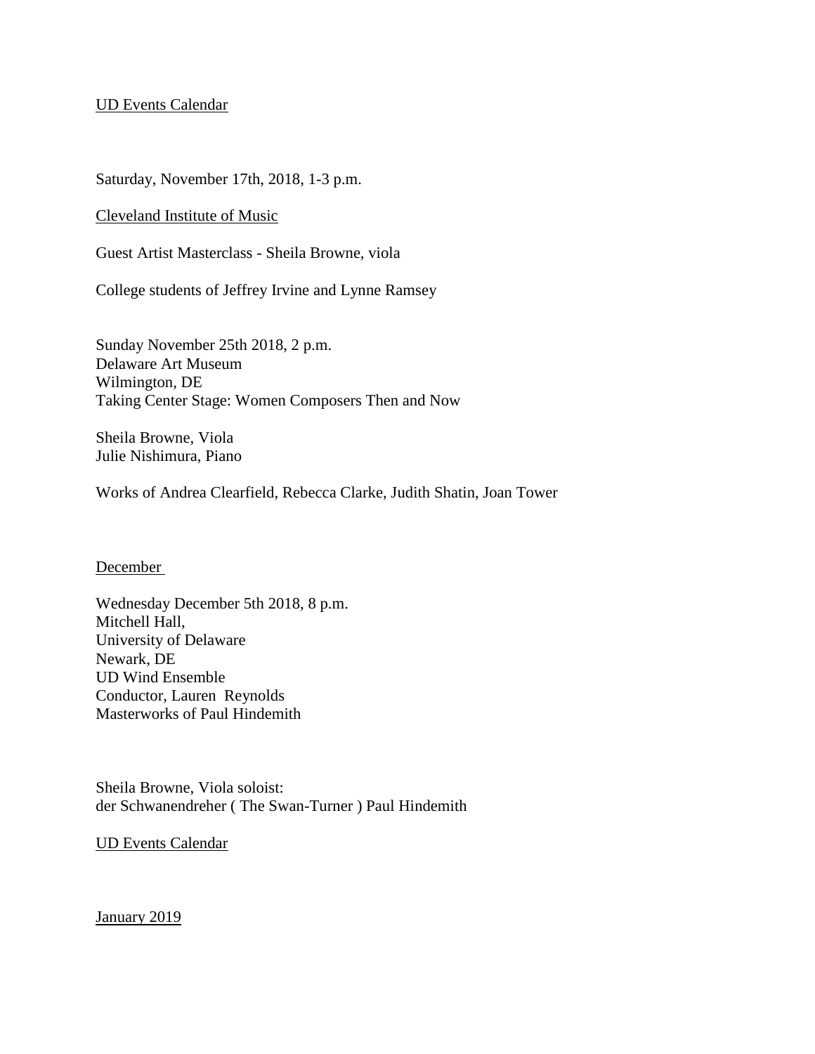UD Events Calendar

Saturday, November 17th, 2018, 1-3 p.m.

Cleveland Institute of Music

Guest Artist Masterclass - Sheila Browne, viola

College students of Jeffrey Irvine and Lynne Ramsey

Sunday November 25th 2018, 2 p.m.
Delaware Art Museum
Wilmington, DE
Taking Center Stage: Women Composers Then and Now

Sheila Browne, Viola
Julie Nishimura, Piano

Works of Andrea Clearfield, Rebecca Clarke, Judith Shatin, Joan Tower

December

Wednesday December 5th 2018, 8 p.m.
Mitchell Hall,
University of Delaware
Newark, DE
UD Wind Ensemble
Conductor, Lauren Reynolds
Masterworks of Paul Hindemith

Sheila Browne, Viola soloist:
der Schwanendreher ( The Swan-Turner ) Paul Hindemith

UD Events Calendar

January 2019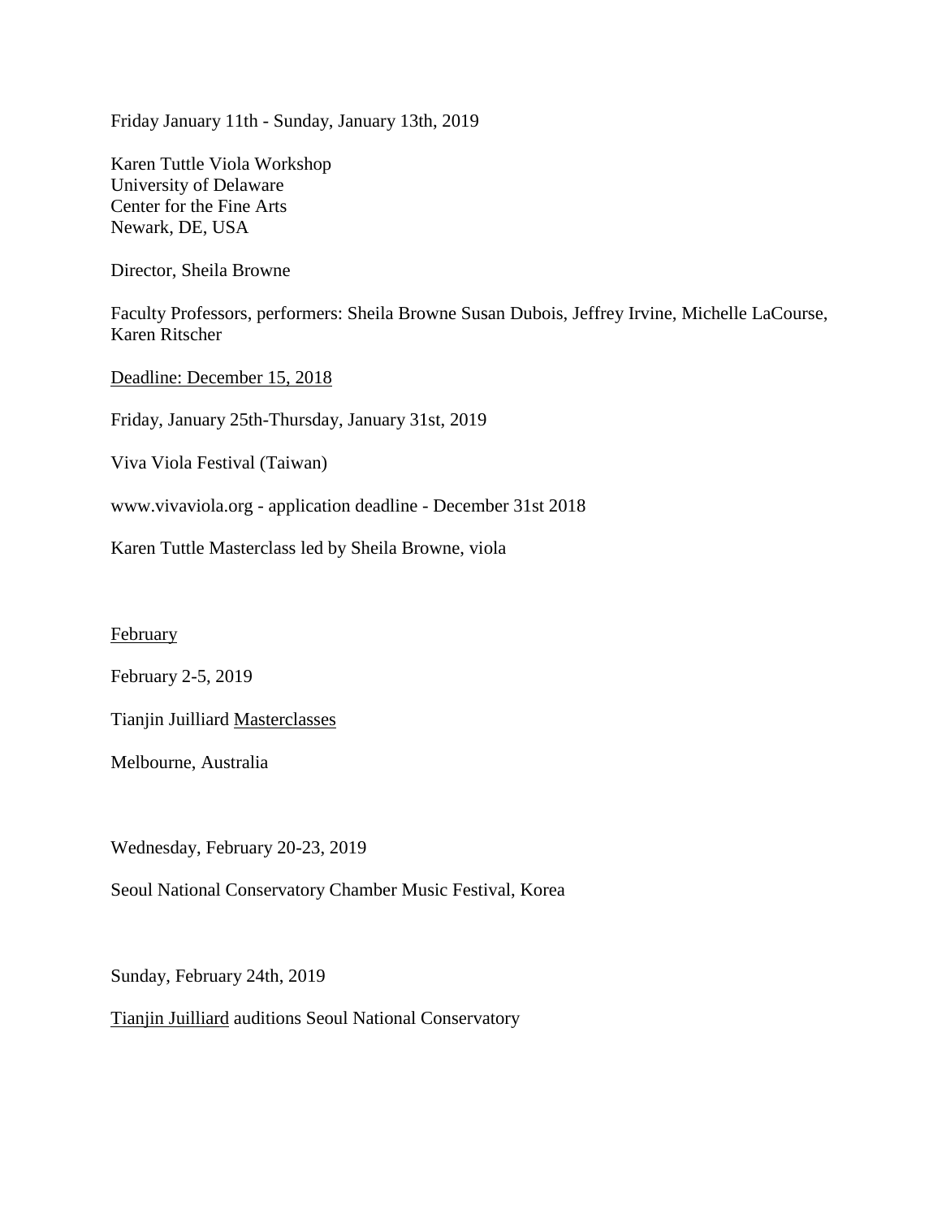Friday January 11th - Sunday, January 13th, 2019

Karen Tuttle Viola Workshop
University of Delaware
Center for the Fine Arts
Newark, DE, USA

Director, Sheila Browne

Faculty Professors, performers: Sheila Browne Susan Dubois, Jeffrey Irvine, Michelle LaCourse, Karen Ritscher

Deadline: December 15, 2018

Friday, January 25th-Thursday, January 31st, 2019

Viva Viola Festival (Taiwan)

www.vivaviola.org - application deadline - December 31st 2018

Karen Tuttle Masterclass led by Sheila Browne, viola

February

February 2-5, 2019

Tianjin Juilliard Masterclasses

Melbourne, Australia

Wednesday, February 20-23, 2019

Seoul National Conservatory Chamber Music Festival, Korea

Sunday, February 24th, 2019

Tianjin Juilliard auditions Seoul National Conservatory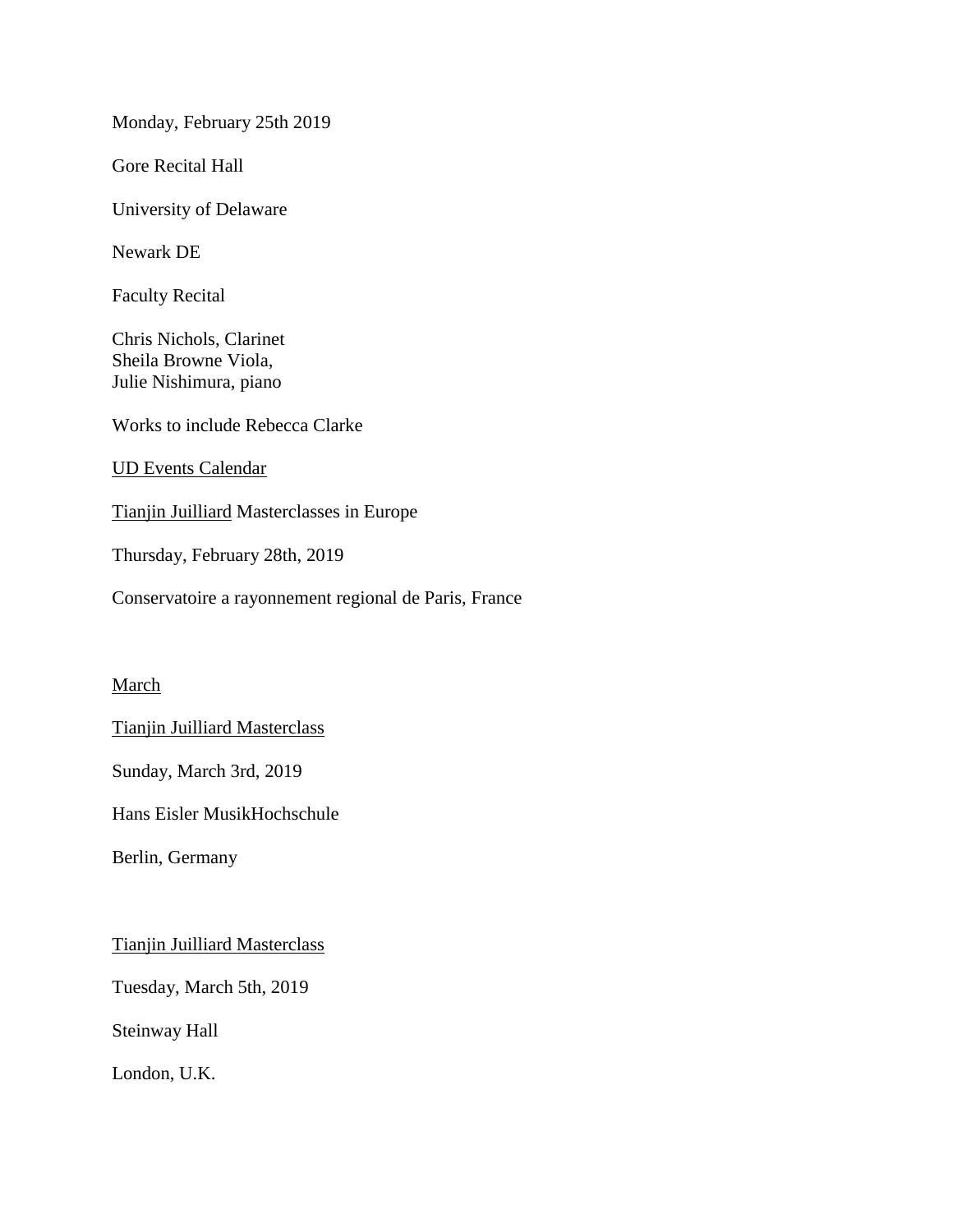Monday, February 25th 2019

Gore Recital Hall

University of Delaware

Newark DE

Faculty Recital

Chris Nichols, Clarinet
Sheila Browne Viola,
Julie Nishimura, piano

Works to include Rebecca Clarke

UD Events Calendar

Tianjin Juilliard Masterclasses in Europe

Thursday, February 28th, 2019

Conservatoire a rayonnement regional de Paris, France

March

Tianjin Juilliard Masterclass

Sunday, March 3rd, 2019

Hans Eisler MusikHochschule

Berlin, Germany

Tianjin Juilliard Masterclass

Tuesday, March 5th, 2019

Steinway Hall

London, U.K.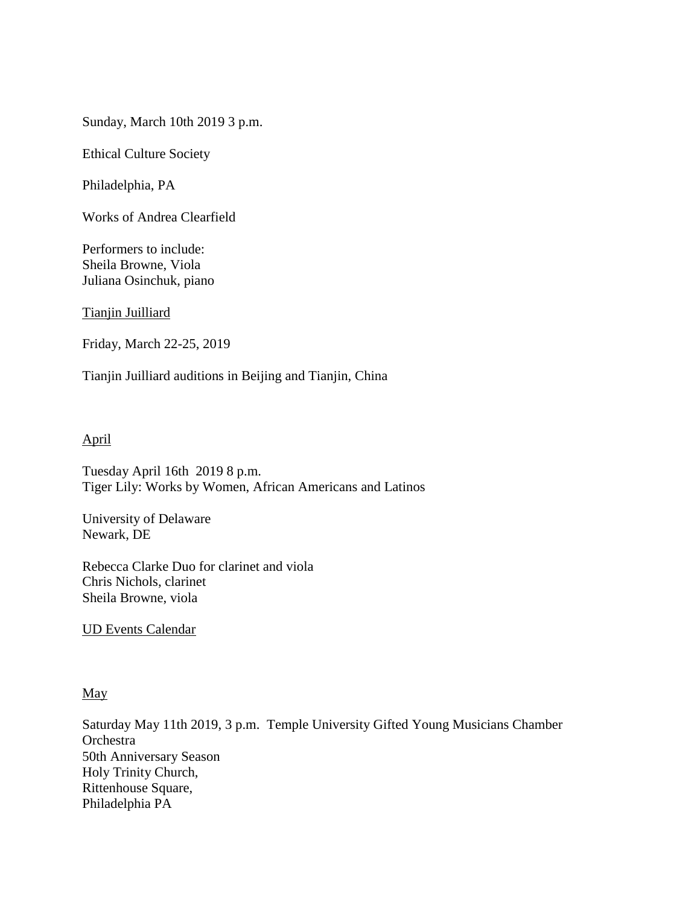Sunday, March 10th 2019 3 p.m.

Ethical Culture Society

Philadelphia, PA

Works of Andrea Clearfield

Performers to include:
Sheila Browne, Viola
Juliana Osinchuk, piano

Tianjin Juilliard

Friday, March 22-25, 2019

Tianjin Juilliard auditions in Beijing and Tianjin, China

April

Tuesday April 16th 2019 8 p.m.
Tiger Lily: Works by Women, African Americans and Latinos

University of Delaware
Newark, DE

Rebecca Clarke Duo for clarinet and viola
Chris Nichols, clarinet
Sheila Browne, viola

UD Events Calendar

May

Saturday May 11th 2019, 3 p.m. Temple University Gifted Young Musicians Chamber Orchestra
50th Anniversary Season
Holy Trinity Church,
Rittenhouse Square,
Philadelphia PA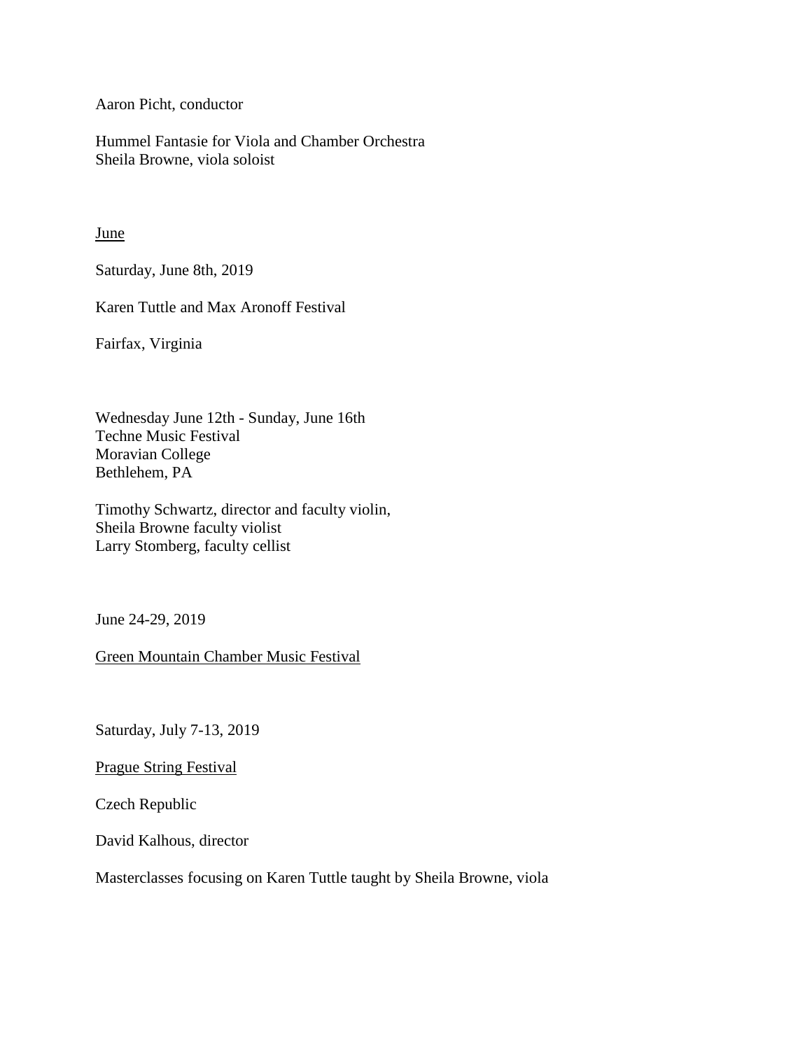Aaron Picht, conductor

Hummel Fantasie for Viola and Chamber Orchestra
Sheila Browne, viola soloist

June

Saturday, June 8th, 2019

Karen Tuttle and Max Aronoff Festival

Fairfax, Virginia

Wednesday June 12th - Sunday, June 16th
Techne Music Festival
Moravian College
Bethlehem, PA

Timothy Schwartz, director and faculty violin,
Sheila Browne faculty violist
Larry Stomberg, faculty cellist

June 24-29, 2019

Green Mountain Chamber Music Festival

Saturday, July 7-13, 2019

Prague String Festival

Czech Republic

David Kalhous, director

Masterclasses focusing on Karen Tuttle taught by Sheila Browne, viola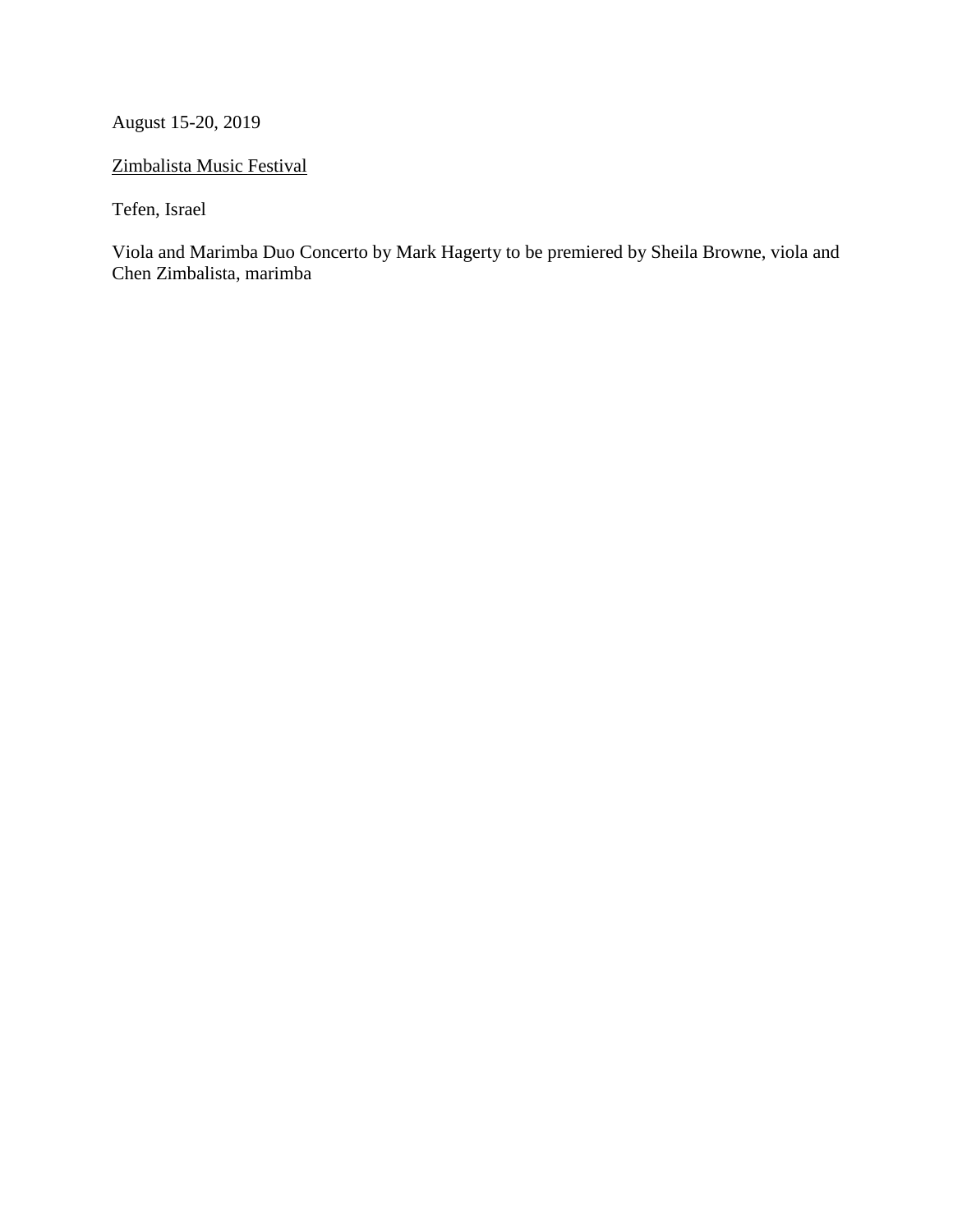August 15-20, 2019

<u>Zimbalista Music Festival</u>

Tefen, Israel

Viola and Marimba Duo Concerto by Mark Hagerty to be premiered by Sheila Browne, viola and Chen Zimbalista, marimba